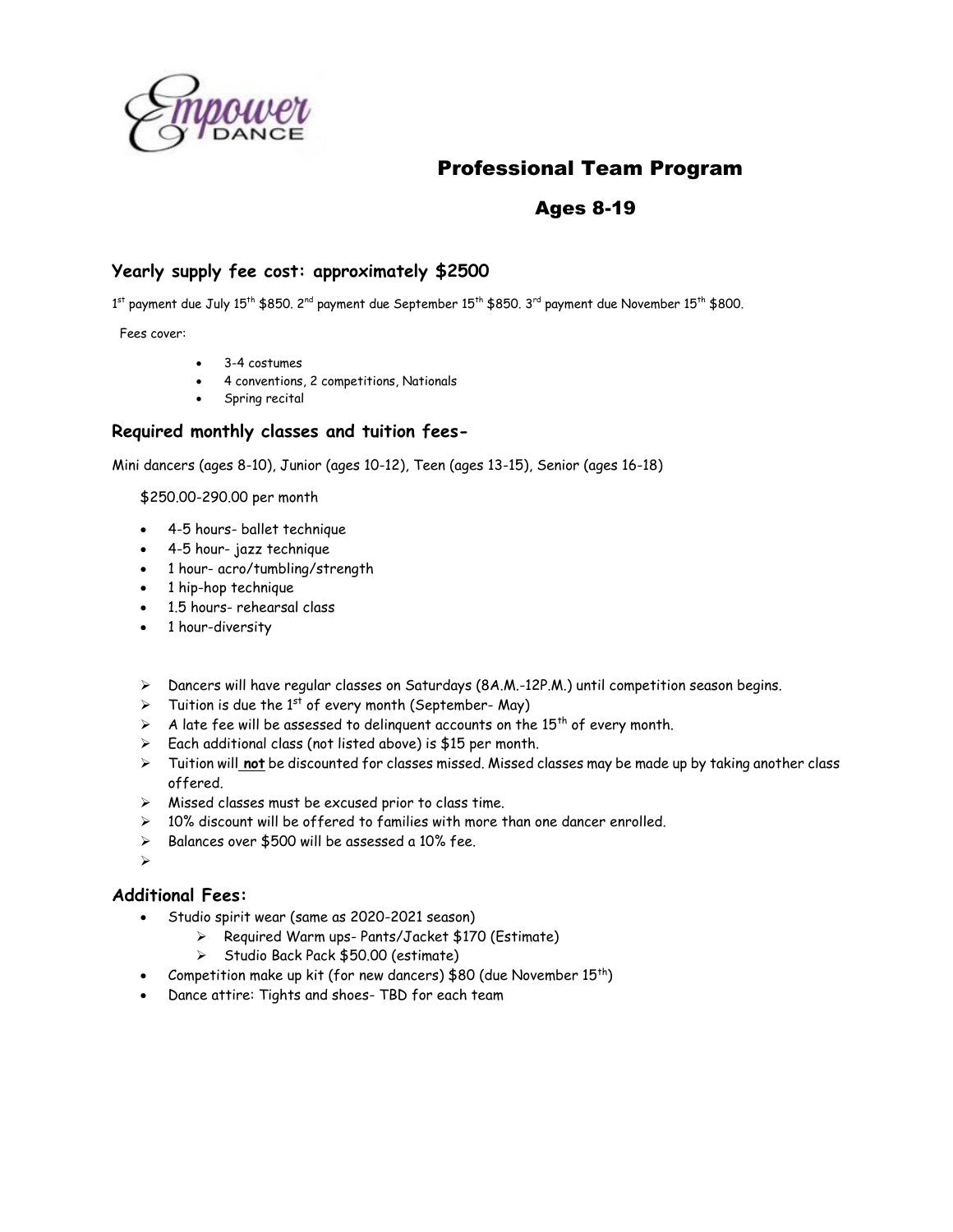Empower DANCE

# Professional Team Program

## Ages 8-19

### Yearly supply fee cost: approximately $2500

1st payment due July 15th $850. 2nd payment due September 15th $850. 3rd payment due November 15th $800.

Fees cover:

- 3-4 costumes
- 4 conventions, 2 competitions, Nationals
- Spring recital

### Required monthly classes and tuition fees-

Mini dancers (ages 8-10), Junior (ages 10-12), Teen (ages 13-15), Senior (ages 16-18)

$250.00-290.00 per month

- 4-5 hours- ballet technique
- 4-5 hour- jazz technique
- 1 hour- acro/tumbling/strength
- 1 hip-hop technique
- 1.5 hours- rehearsal class
- 1 hour-diversity

- Dancers will have regular classes on Saturdays (8A.M.-12P.M.) until competition season begins.
- Tuition is due the 1st of every month (September- May)
- A late fee will be assessed to delinquent accounts on the 15th of every month.
- Each additional class (not listed above) is $15 per month.
- Tuition will **not** be discounted for classes missed. Missed classes may be made up by taking another class offered.
- Missed classes must be excused prior to class time.
- 10% discount will be offered to families with more than one dancer enrolled.
- Balances over $500 will be assessed a 10% fee.

### Additional Fees:

- Studio spirit wear (same as 2020-2021 season)
  - Required Warm ups- Pants/Jacket $170 (Estimate)
  - Studio Back Pack $50.00 (estimate)
- Competition make up kit (for new dancers) $80 (due November 15th)
- Dance attire: Tights and shoes- TBD for each team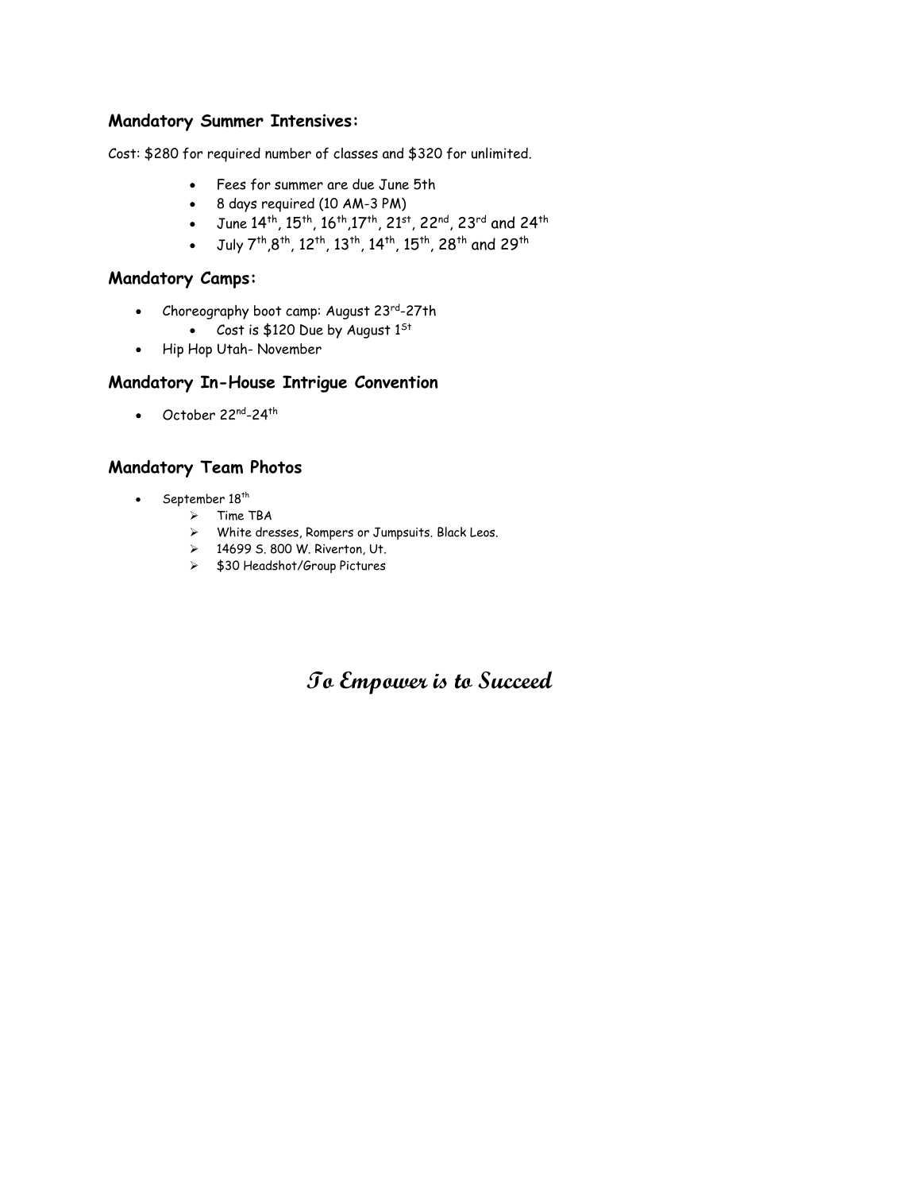### Mandatory Summer Intensives:

Cost: $280 for required number of classes and $320 for unlimited.

- Fees for summer are due June 5th
- 8 days required (10 AM-3 PM)
- June 14th, 15th, 16th,17th, 21st, 22nd, 23rd and 24th
- July 7th,8th, 12th, 13th, 14th, 15th, 28th and 29th

### Mandatory Camps:

- Choreography boot camp: August 23rd-27th
  - Cost is $120 Due by August 1St
- Hip Hop Utah- November

### Mandatory In-House Intrigue Convention

- October 22nd-24th

### Mandatory Team Photos

- September 18th
  - Time TBA
  - White dresses, Rompers or Jumpsuits. Black Leos.
  - 14699 S. 800 W. Riverton, Ut.
  - $30 Headshot/Group Pictures

***To Empower is to Succeed***